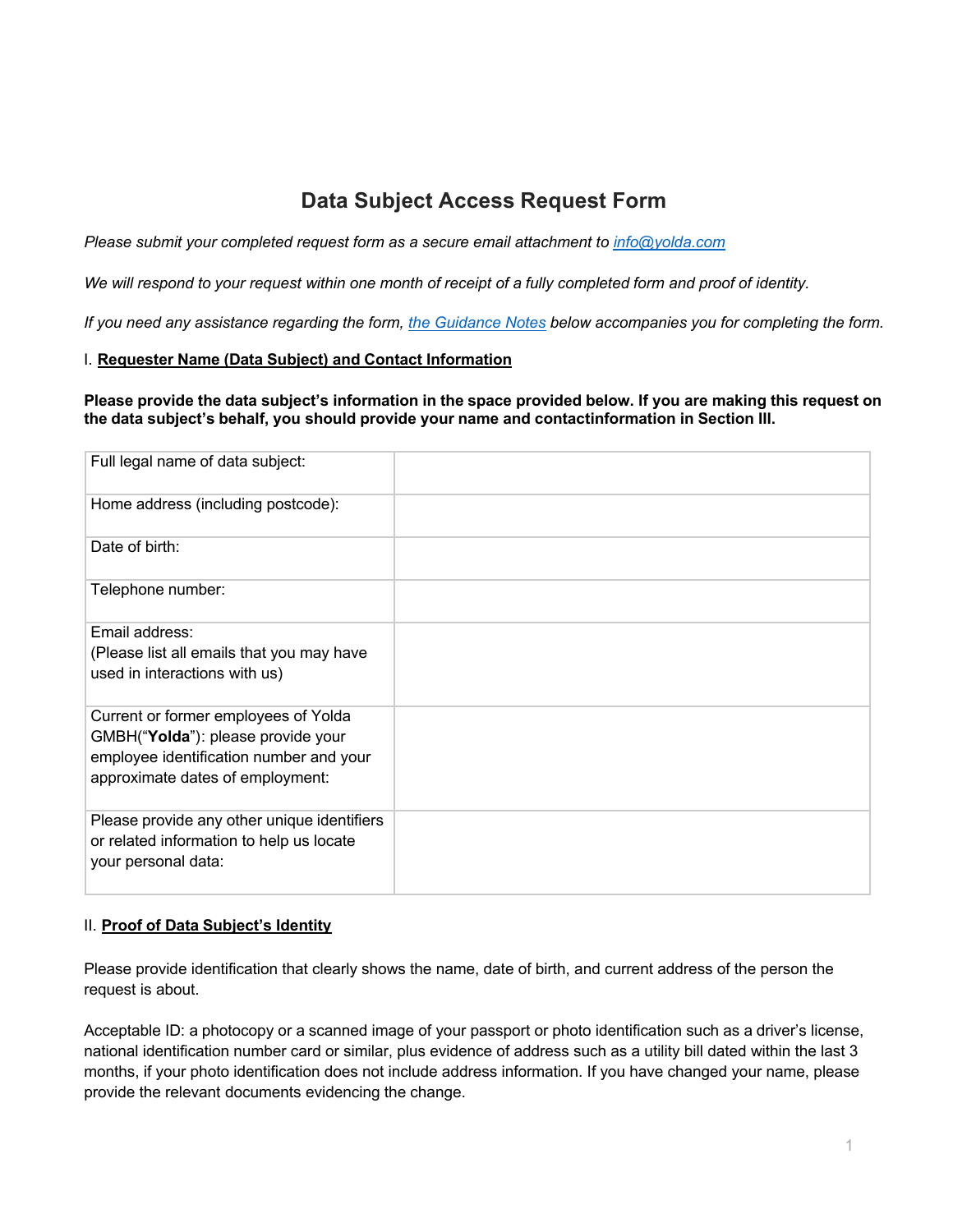# Data Subject Access Request Form

*Please submit your completed request form as a secure email attachment to [info@yolda.com](mailto:info@yolda.com)*

*We will respond to your request within one month of receipt of a fully completed form and proof of identity.*

*If you need any assistance regarding the form, [the Guidance Notes]() below accompanies you for completing the form.*

## I. Requester Name (Data Subject) and Contact Information

**Please provide the data subject's information in the space provided below. If you are making this request on the data subject's behalf, you should provide your name and contactinformation in Section III.**

| | |
|---|---|
| Full legal name of data subject: | |
| Home address (including postcode): | |
| Date of birth: | |
| Telephone number: | |
| Email address:<br>(Please list all emails that you may have used in interactions with us) | |
| Current or former employees of Yolda GMBH("**Yolda**"): please provide your employee identification number and your approximate dates of employment: | |
| Please provide any other unique identifiers or related information to help us locate your personal data: | |

## II. Proof of Data Subject's Identity

Please provide identification that clearly shows the name, date of birth, and current address of the person the request is about.

Acceptable ID: a photocopy or a scanned image of your passport or photo identification such as a driver's license, national identification number card or similar, plus evidence of address such as a utility bill dated within the last 3 months, if your photo identification does not include address information. If you have changed your name, please provide the relevant documents evidencing the change.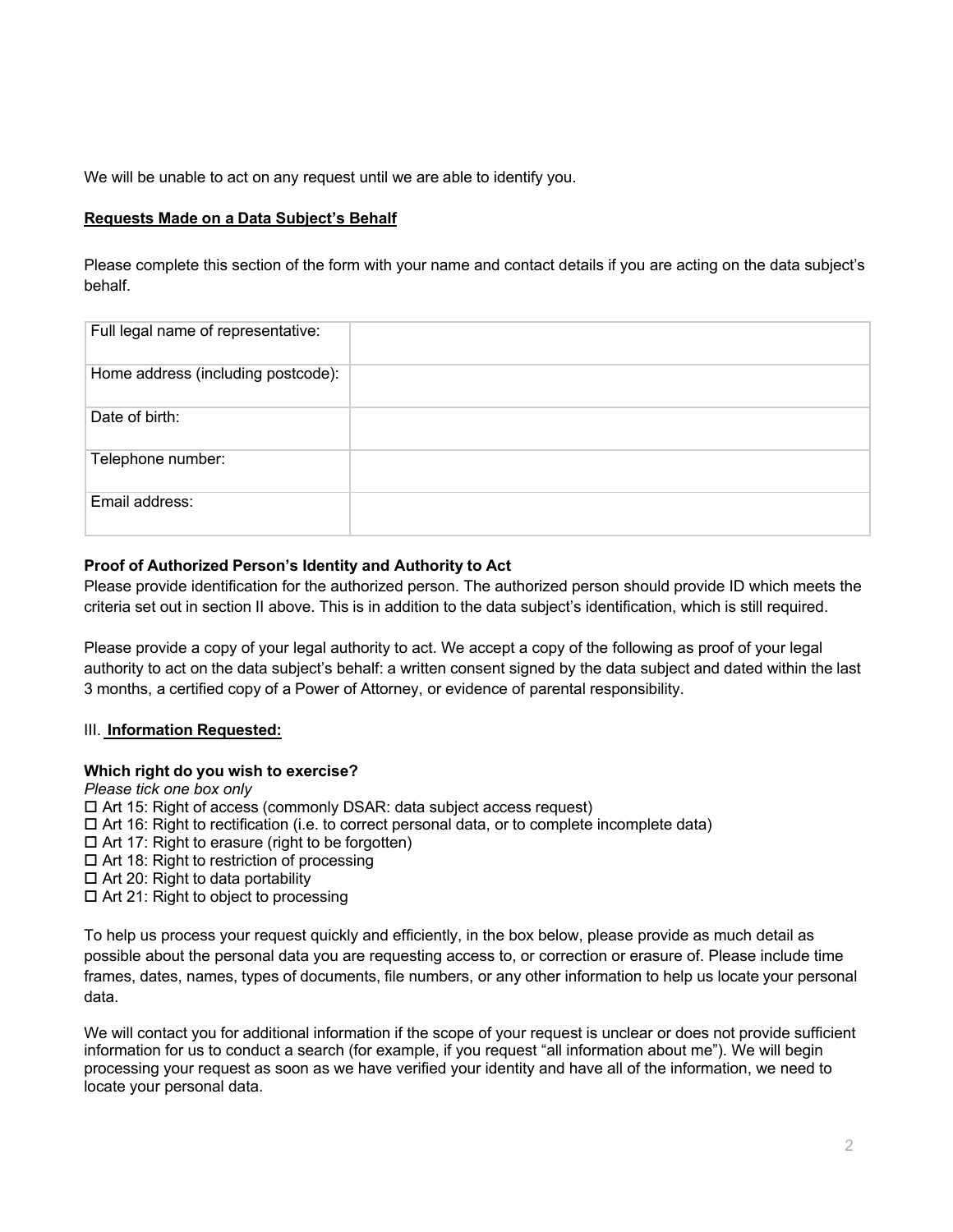We will be unable to act on any request until we are able to identify you.

**Requests Made on a Data Subject's Behalf**

Please complete this section of the form with your name and contact details if you are acting on the data subject's behalf.

| Full legal name of representative: | |
|---|---|
| Home address (including postcode): | |
| Date of birth: | |
| Telephone number: | |
| Email address: | |

**Proof of Authorized Person's Identity and Authority to Act**

Please provide identification for the authorized person. The authorized person should provide ID which meets the criteria set out in section II above. This is in addition to the data subject's identification, which is still required.

Please provide a copy of your legal authority to act. We accept a copy of the following as proof of your legal authority to act on the data subject's behalf: a written consent signed by the data subject and dated within the last 3 months, a certified copy of a Power of Attorney, or evidence of parental responsibility.

III. **Information Requested:**

**Which right do you wish to exercise?**

*Please tick one box only*

- ☐ Art 15: Right of access (commonly DSAR: data subject access request)
- ☐ Art 16: Right to rectification (i.e. to correct personal data, or to complete incomplete data)
- ☐ Art 17: Right to erasure (right to be forgotten)
- ☐ Art 18: Right to restriction of processing
- ☐ Art 20: Right to data portability
- ☐ Art 21: Right to object to processing

To help us process your request quickly and efficiently, in the box below, please provide as much detail as possible about the personal data you are requesting access to, or correction or erasure of. Please include time frames, dates, names, types of documents, file numbers, or any other information to help us locate your personal data.

We will contact you for additional information if the scope of your request is unclear or does not provide sufficient information for us to conduct a search (for example, if you request "all information about me"). We will begin processing your request as soon as we have verified your identity and have all of the information, we need to locate your personal data.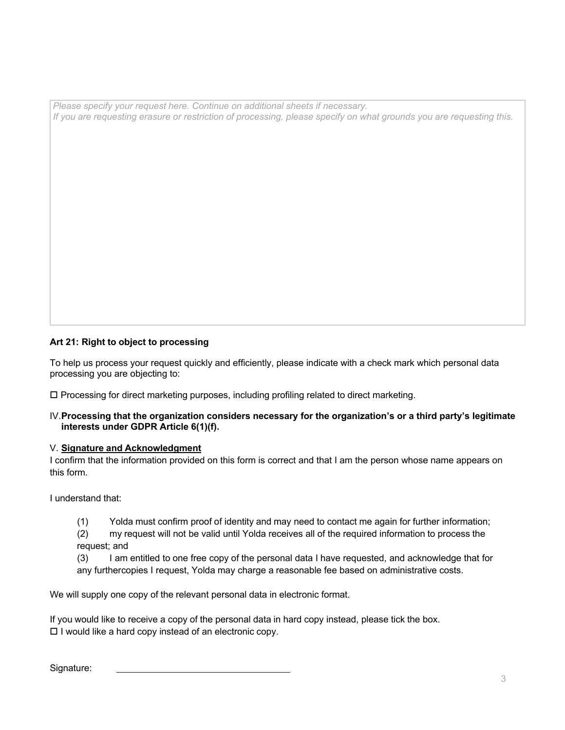*Please specify your request here. Continue on additional sheets if necessary.*
*If you are requesting erasure or restriction of processing, please specify on what grounds you are requesting this.*

**Art 21: Right to object to processing**

To help us process your request quickly and efficiently, please indicate with a check mark which personal data processing you are objecting to:

☐ Processing for direct marketing purposes, including profiling related to direct marketing.

IV. **Processing that the organization considers necessary for the organization's or a third party's legitimate interests under GDPR Article 6(1)(f).**

V. **Signature and Acknowledgment**

I confirm that the information provided on this form is correct and that I am the person whose name appears on this form.

I understand that:

(1) Yolda must confirm proof of identity and may need to contact me again for further information;

(2) my request will not be valid until Yolda receives all of the required information to process the request; and

(3) I am entitled to one free copy of the personal data I have requested, and acknowledge that for any furthercopies I request, Yolda may charge a reasonable fee based on administrative costs.

We will supply one copy of the relevant personal data in electronic format.

If you would like to receive a copy of the personal data in hard copy instead, please tick the box.
☐ I would like a hard copy instead of an electronic copy.

Signature: ______________________________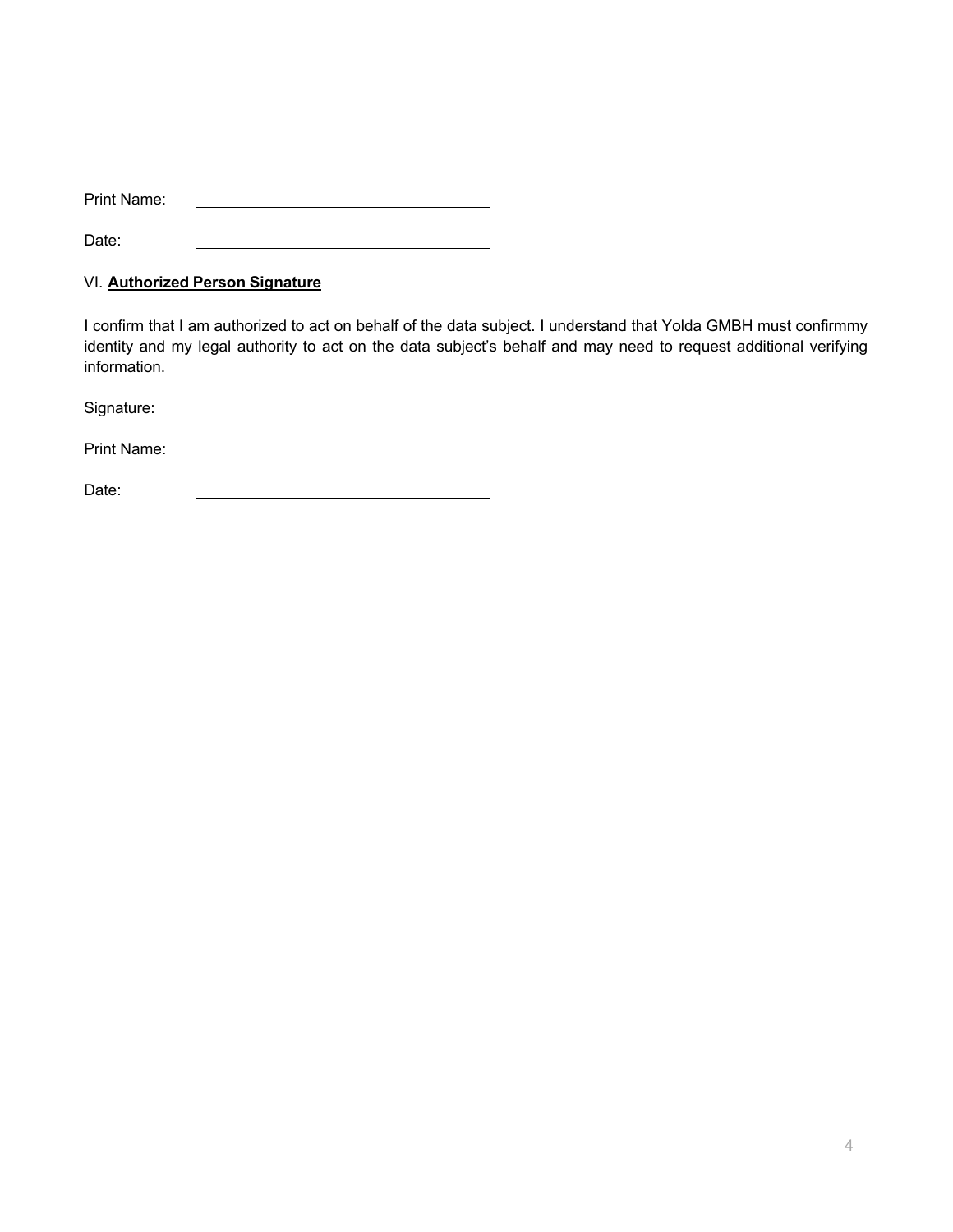Print Name: ______________________

Date: ______________________

VI. **Authorized Person Signature**

I confirm that I am authorized to act on behalf of the data subject. I understand that Yolda GMBH must confirmmy identity and my legal authority to act on the data subject's behalf and may need to request additional verifying information.

Signature: ______________________

Print Name: ______________________

Date: ______________________